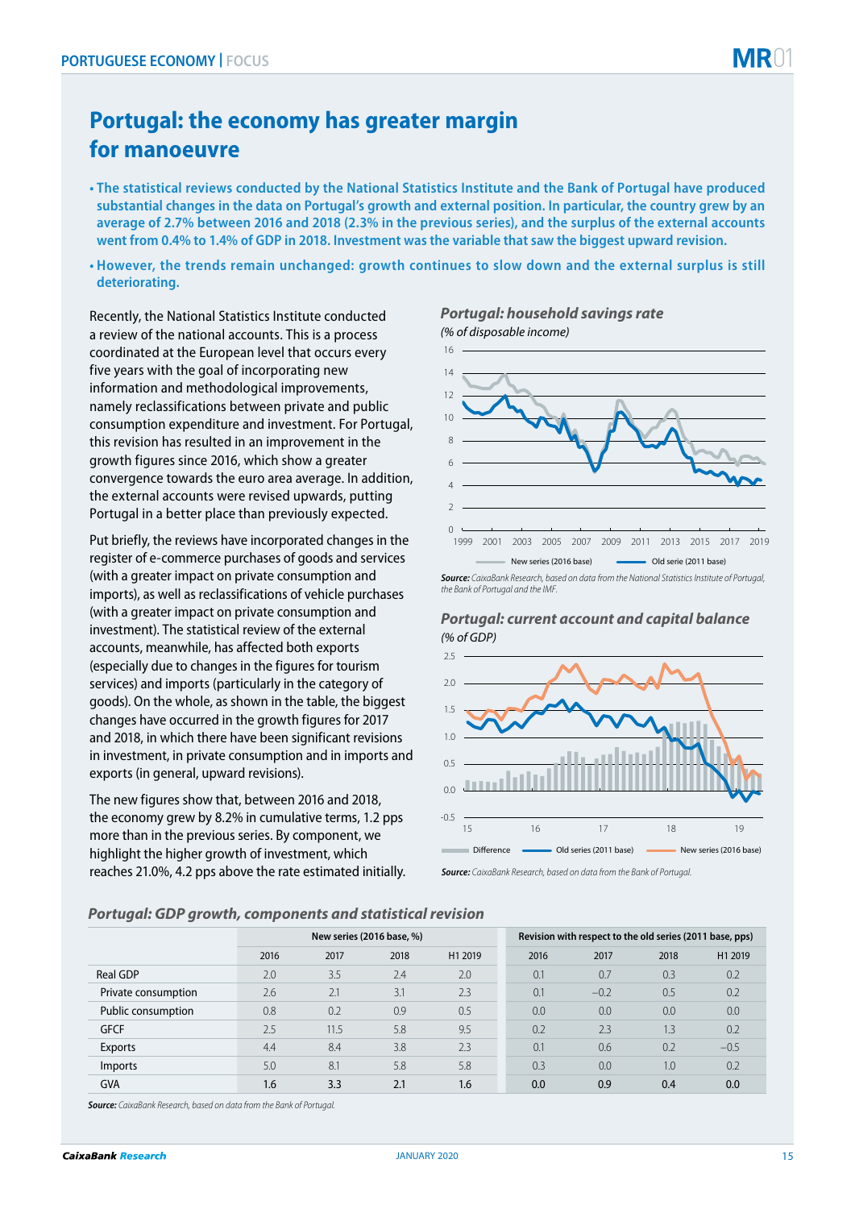# Portugal: the economy has greater margin for manoeuvre

- **The statistical reviews conducted by the National Statistics Institute and the Bank of Portugal have produced substantial changes in the data on Portugal's growth and external position. In particular, the country grew by an average of 2.7% between 2016 and 2018 (2.3% in the previous series), and the surplus of the external accounts went from 0.4% to 1.4% of GDP in 2018. Investment was the variable that saw the biggest upward revision.**
- **However, the trends remain unchanged: growth continues to slow down and the external surplus is still deteriorating.**

Recently, the National Statistics Institute conducted a review of the national accounts. This is a process coordinated at the European level that occurs every five years with the goal of incorporating new information and methodological improvements, namely reclassifications between private and public consumption expenditure and investment. For Portugal, this revision has resulted in an improvement in the growth figures since 2016, which show a greater convergence towards the euro area average. In addition, the external accounts were revised upwards, putting Portugal in a better place than previously expected.

Put briefly, the reviews have incorporated changes in the register of e-commerce purchases of goods and services (with a greater impact on private consumption and imports), as well as reclassifications of vehicle purchases (with a greater impact on private consumption and investment). The statistical review of the external accounts, meanwhile, has affected both exports (especially due to changes in the figures for tourism services) and imports (particularly in the category of goods). On the whole, as shown in the table, the biggest changes have occurred in the growth figures for 2017 and 2018, in which there have been significant revisions in investment, in private consumption and in imports and exports (in general, upward revisions).

The new figures show that, between 2016 and 2018, the economy grew by 8.2% in cumulative terms, 1.2 pps more than in the previous series. By component, we highlight the higher growth of investment, which reaches 21.0%, 4.2 pps above the rate estimated initially.

***Portugal: household savings rate***
*(% of disposable income)*

New series (2016 base) — Old serie (2011 base)

***Source:*** *CaixaBank Research, based on data from the National Statistics Institute of Portugal, the Bank of Portugal and the IMF.*

***Portugal: current account and capital balance***
*(% of GDP)*

Difference — Old series (2011 base) — New series (2016 base)

***Source:*** *CaixaBank Research, based on data from the Bank of Portugal.*

***Portugal: GDP growth, components and statistical revision***

| | New series (2016 base, %) | | | | Revision with respect to the old series (2011 base, pps) | | | |
|---|---|---|---|---|---|---|---|---|
| | 2016 | 2017 | 2018 | H1 2019 | 2016 | 2017 | 2018 | H1 2019 |
| Real GDP | 2.0 | 3.5 | 2.4 | 2.0 | 0.1 | 0.7 | 0.3 | 0.2 |
| Private consumption | 2.6 | 2.1 | 3.1 | 2.3 | 0.1 | –0.2 | 0.5 | 0.2 |
| Public consumption | 0.8 | 0.2 | 0.9 | 0.5 | 0.0 | 0.0 | 0.0 | 0.0 |
| GFCF | 2.5 | 11.5 | 5.8 | 9.5 | 0.2 | 2.3 | 1.3 | 0.2 |
| Exports | 4.4 | 8.4 | 3.8 | 2.3 | 0.1 | 0.6 | 0.2 | –0.5 |
| Imports | 5.0 | 8.1 | 5.8 | 5.8 | 0.3 | 0.0 | 1.0 | 0.2 |
| GVA | 1.6 | 3.3 | 2.1 | 1.6 | 0.0 | 0.9 | 0.4 | 0.0 |

***Source:*** *CaixaBank Research, based on data from the Bank of Portugal.*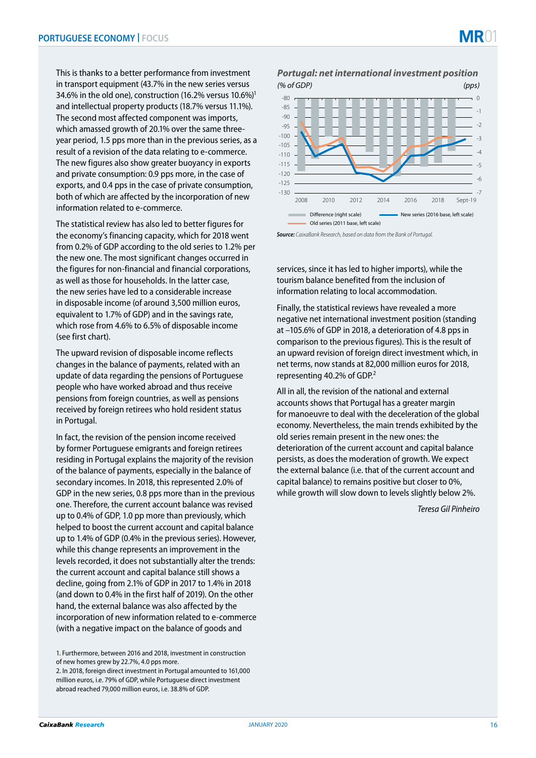This is thanks to a better performance from investment in transport equipment (43.7% in the new series versus 34.6% in the old one), construction (16.2% versus 10.6%)[1] and intellectual property products (18.7% versus 11.1%). The second most affected component was imports, which amassed growth of 20.1% over the same three-year period, 1.5 pps more than in the previous series, as a result of a revision of the data relating to e-commerce. The new figures also show greater buoyancy in exports and private consumption: 0.9 pps more, in the case of exports, and 0.4 pps in the case of private consumption, both of which are affected by the incorporation of new information related to e-commerce.

The statistical review has also led to better figures for the economy's financing capacity, which for 2018 went from 0.2% of GDP according to the old series to 1.2% per the new one. The most significant changes occurred in the figures for non-financial and financial corporations, as well as those for households. In the latter case, the new series have led to a considerable increase in disposable income (of around 3,500 million euros, equivalent to 1.7% of GDP) and in the savings rate, which rose from 4.6% to 6.5% of disposable income (see first chart).

The upward revision of disposable income reflects changes in the balance of payments, related with an update of data regarding the pensions of Portuguese people who have worked abroad and thus receive pensions from foreign countries, as well as pensions received by foreign retirees who hold resident status in Portugal.

In fact, the revision of the pension income received by former Portuguese emigrants and foreign retirees residing in Portugal explains the majority of the revision of the balance of payments, especially in the balance of secondary incomes. In 2018, this represented 2.0% of GDP in the new series, 0.8 pps more than in the previous one. Therefore, the current account balance was revised up to 0.4% of GDP, 1.0 pp more than previously, which helped to boost the current account and capital balance up to 1.4% of GDP (0.4% in the previous series). However, while this change represents an improvement in the levels recorded, it does not substantially alter the trends: the current account and capital balance still shows a decline, going from 2.1% of GDP in 2017 to 1.4% in 2018 (and down to 0.4% in the first half of 2019). On the other hand, the external balance was also affected by the incorporation of new information related to e-commerce (with a negative impact on the balance of goods and services, since it has led to higher imports), while the tourism balance benefited from the inclusion of information relating to local accommodation.

**Portugal: net international investment position**

(% of GDP) (pps)

-80 -85 -90 -95 -100 -105 -110 -115 -120 -125 -130

0 -1 -2 -3 -4 -5 -6 -7

2008 2010 2012 2014 2016 2018 Sept-19

Difference (right scale)
New series (2016 base, left scale)
Old series (2011 base, left scale)

**Source:** *CaixaBank Research, based on data from the Bank of Portugal.*

Finally, the statistical reviews have revealed a more negative net international investment position (standing at –105.6% of GDP in 2018, a deterioration of 4.8 pps in comparison to the previous figures). This is the result of an upward revision of foreign direct investment which, in net terms, now stands at 82,000 million euros for 2018, representing 40.2% of GDP.[2]

All in all, the revision of the national and external accounts shows that Portugal has a greater margin for manoeuvre to deal with the deceleration of the global economy. Nevertheless, the main trends exhibited by the old series remain present in the new ones: the deterioration of the current account and capital balance persists, as does the moderation of growth. We expect the external balance (i.e. that of the current account and capital balance) to remains positive but closer to 0%, while growth will slow down to levels slightly below 2%.

*Teresa Gil Pinheiro*

1. Furthermore, between 2016 and 2018, investment in construction of new homes grew by 22.7%, 4.0 pps more.
2. In 2018, foreign direct investment in Portugal amounted to 161,000 million euros, i.e. 79% of GDP, while Portuguese direct investment abroad reached 79,000 million euros, i.e. 38.8% of GDP.